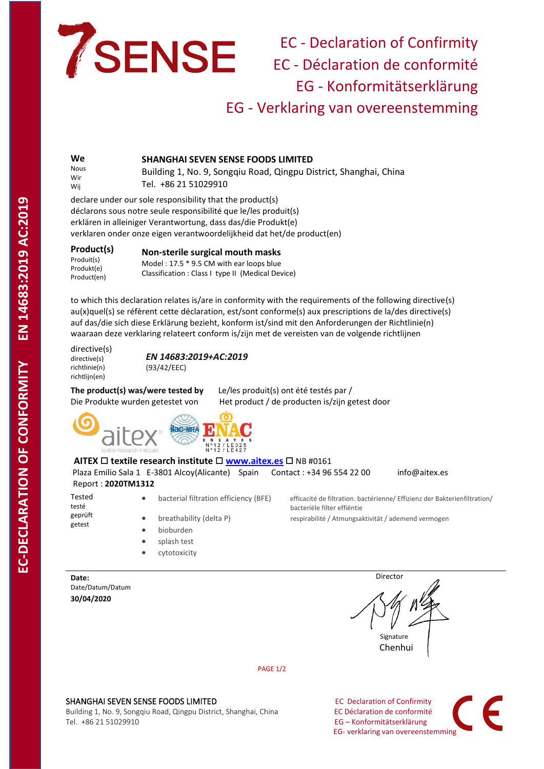# 7SENSE

## EC - Declaration of Confirmity
## EC - Déclaration de conformité
## EG - Konformitätserklärung
## EG - Verklaring van overeenstemming

EC-DECLARATION OF CONFORMITY EN 14683:2019 AC:2019

**We**
Nous
Wir
Wij

**SHANGHAI SEVEN SENSE FOODS LIMITED**
Building 1, No. 9, Songqiu Road, Qingpu District, Shanghai, China
Tel. +86 21 51029910

declare under our sole responsibility that the product(s)
déclarons sous notre seule responsibilité que le/les produit(s)
erklären in alleiniger Verantwortung, dass das/die Produkt(e)
verklaren onder onze eigen verantwoordelijkheid dat het/de product(en)

**Product(s)**
Produit(s)
Produkt(e)
Product(en)

**Non-sterile surgical mouth masks**
Model : 17.5 * 9.5 CM with ear loops blue
Classification : Class I type II (Medical Device)

to which this declaration relates is/are in conformity with the requirements of the following directive(s)
au(x)quel(s) se réfèrent cette déclaration, est/sont conforme(s) aux prescriptions de la/des directive(s)
auf das/die sich diese Erklärung bezieht, konform ist/sind mit den Anforderungen der Richtlinie(n)
waaraan deze verklaring relateert conform is/zijn met de vereisten van de volgende richtlijnen

directive(s)
directive(s)
richtlinie(n)
richtlijn(en)

***EN 14683:2019+AC:2019***
(93/42/EEC)

**The product(s) was/were tested by** Le/les produit(s) ont été testés par /
Die Produkte wurden getestet von Het product / de producten is/zijn getest door

aitex textile research institute — ilac-MRA — ENAC Nº12/LE025 Nº12/LE427

**AITEX ☐ textile research institute ☐ www.aitex.es ☐** NB #0161
Plaza Emilio Sala 1 E-3801 Alcoy(Alicante) Spain Contact : +34 96 554 22 00 info@aitex.es
Report : **2020TM1312**

Tested
testé
geprüft
getest

- bacterial filtration efficiency (BFE) — efficacité de filtration. bactérienne/ Effizienz der Bakterienfiltration/ bacteriële filter effiëntie
- breathability (delta P) — respirabilité / Atmungsaktivität / ademend vermogen
- bioburden
- splash test
- cytotoxicity

**Date:**
Date/Datum/Datum
**30/04/2020**

Director

Signature
Chenhui

SHANGHAI SEVEN SENSE FOODS LIMITED
Building 1, No. 9, Songqiu Road, Qingpu District, Shanghai, China
Tel. +86 21 51029910

EC Declaration of Confirmity
EC Déclaration de conformité
EG – Konformitätserklärung
EG- verklaring van overeenstemming

CE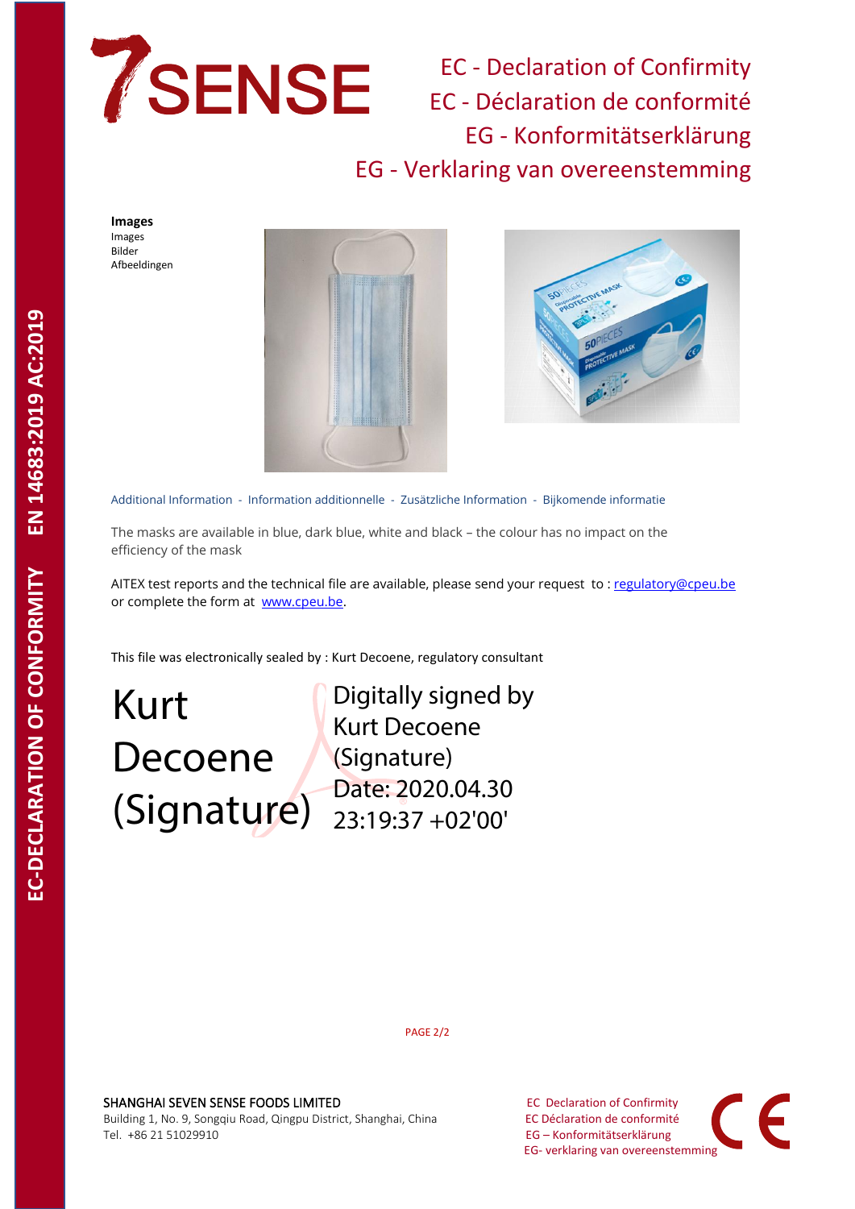EC - Declaration of Confirmity
EC - Déclaration de conformité
EG - Konformitätserklärung
EG - Verklaring van overeenstemming

**Images**
Images
Bilder
Afbeeldingen

Additional Information - Information additionnelle - Zusätzliche Information - Bijkomende informatie

The masks are available in blue, dark blue, white and black – the colour has no impact on the efficiency of the mask

AITEX test reports and the technical file are available, please send your request to : regulatory@cpeu.be or complete the form at www.cpeu.be.

This file was electronically sealed by : Kurt Decoene, regulatory consultant

Kurt Decoene (Signature)

Digitally signed by Kurt Decoene (Signature)
Date: 2020.04.30 23:19:37 +02'00'

SHANGHAI SEVEN SENSE FOODS LIMITED
Building 1, No. 9, Songqiu Road, Qingpu District, Shanghai, China
Tel. +86 21 51029910

EC Declaration of Confirmity
EC Déclaration de conformité
EG – Konformitätserklärung
EG- verklaring van overeenstemming

EC-DECLARATION OF CONFORMITY EN 14683:2019 AC:2019